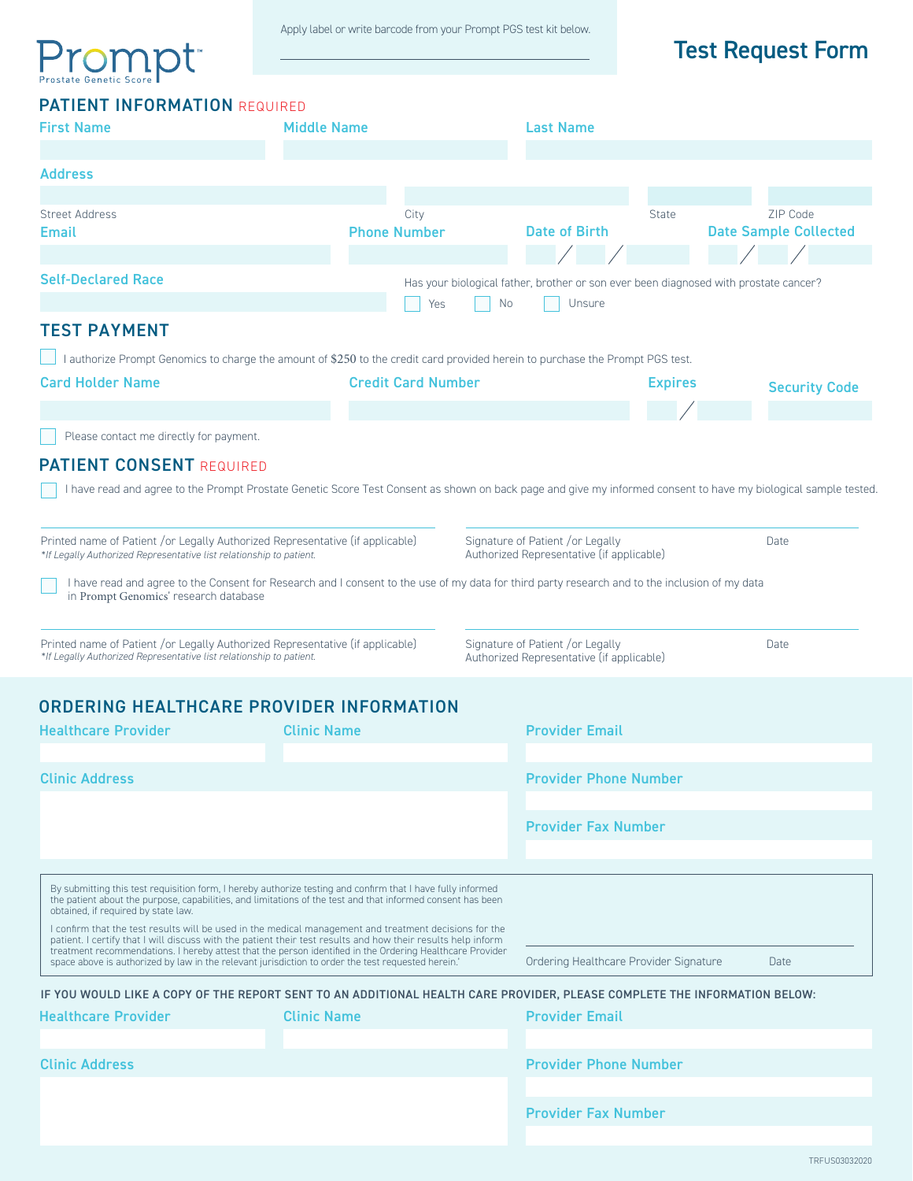Prompt
Prostate Genetic Score

Apply label or write barcode from your Prompt PGS test kit below.

# Test Request Form

## PATIENT INFORMATION REQUIRED

First Name | Middle Name | Last Name

Address

Street Address | City | State | ZIP Code

Email | Phone Number | Date of Birth ___/___/___ | Date Sample Collected ___/___/___

Self-Declared Race

Has your biological father, brother or son ever been diagnosed with prostate cancer?

☐ Yes ☐ No ☐ Unsure

## TEST PAYMENT

☐ I authorize Prompt Genomics to charge the amount of $250 to the credit card provided herein to purchase the Prompt PGS test.

Card Holder Name | Credit Card Number | Expires ___/___ | Security Code

☐ Please contact me directly for payment.

## PATIENT CONSENT REQUIRED

☐ I have read and agree to the Prompt Prostate Genetic Score Test Consent as shown on back page and give my informed consent to have my biological sample tested.

Printed name of Patient /or Legally Authorized Representative (if applicable)
*If Legally Authorized Representative list relationship to patient.*

Signature of Patient /or Legally Authorized Representative (if applicable) | Date

☐ I have read and agree to the Consent for Research and I consent to the use of my data for third party research and to the inclusion of my data in Prompt Genomics' research database

Printed name of Patient /or Legally Authorized Representative (if applicable)
*If Legally Authorized Representative list relationship to patient.*

Signature of Patient /or Legally Authorized Representative (if applicable) | Date

## ORDERING HEALTHCARE PROVIDER INFORMATION

Healthcare Provider | Clinic Name | Provider Email

Clinic Address | Provider Phone Number

Provider Fax Number

By submitting this test requisition form, I hereby authorize testing and confirm that I have fully informed the patient about the purpose, capabilities, and limitations of the test and that informed consent has been obtained, if required by state law.

I confirm that the test results will be used in the medical management and treatment decisions for the patient. I certify that I will discuss with the patient their test results and how their results help inform treatment recommendations. I hereby attest that the person identified in the Ordering Healthcare Provider space above is authorized by law in the relevant jurisdiction to order the test requested herein.'

Ordering Healthcare Provider Signature | Date

IF YOU WOULD LIKE A COPY OF THE REPORT SENT TO AN ADDITIONAL HEALTH CARE PROVIDER, PLEASE COMPLETE THE INFORMATION BELOW:

Healthcare Provider | Clinic Name | Provider Email

Clinic Address | Provider Phone Number

Provider Fax Number

TRFUS03032020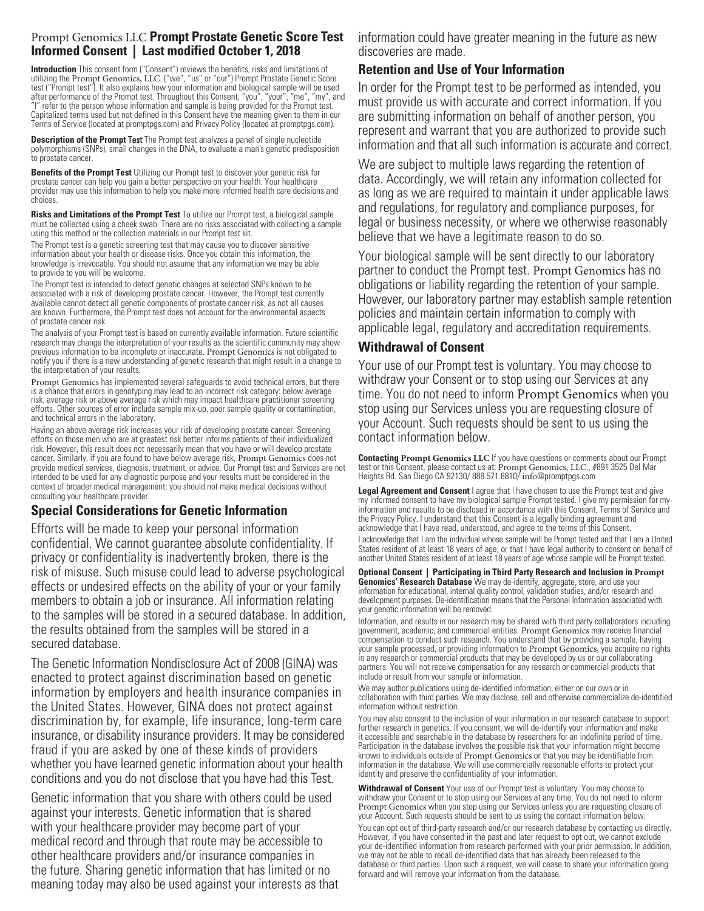## Prompt Genomics LLC **Prompt Prostate Genetic Score Test Informed Consent | Last modified October 1, 2018**

**Introduction** This consent form ("Consent") reviews the benefits, risks and limitations of utilizing the Prompt Genomics, LLC. ("we", "us" or "our") Prompt Prostate Genetic Score test ("Prompt test"). It also explains how your information and biological sample will be used after performance of the Prompt test. Throughout this Consent, "you", "your", "me", "my", and "I" refer to the person whose information and sample is being provided for the Prompt test. Capitalized terms used but not defined in this Consent have the meaning given to them in our Terms of Service (located at promptpgs.com) and Privacy Policy (located at promptpgs.com).

**Description of the Prompt Test** The Prompt test analyzes a panel of single nucleotide polymorphisms (SNPs), small changes in the DNA, to evaluate a man's genetic predisposition to prostate cancer.

**Benefits of the Prompt Test** Utilizing our Prompt test to discover your genetic risk for prostate cancer can help you gain a better perspective on your health. Your healthcare provider may use this information to help you make more informed health care decisions and choices.

**Risks and Limitations of the Prompt Test** To utilize our Prompt test, a biological sample must be collected using a cheek swab. There are no risks associated with collecting a sample using this method or the collection materials in our Prompt test kit.

The Prompt test is a genetic screening test that may cause you to discover sensitive information about your health or disease risks. Once you obtain this information, the knowledge is irrevocable. You should not assume that any information we may be able to provide to you will be welcome.

The Prompt test is intended to detect genetic changes at selected SNPs known to be associated with a risk of developing prostate cancer. However, the Prompt test currently available cannot detect all genetic components of prostate cancer risk, as not all causes are known. Furthermore, the Prompt test does not account for the environmental aspects of prostate cancer risk.

The analysis of your Prompt test is based on currently available information. Future scientific research may change the interpretation of your results as the scientific community may show previous information to be incomplete or inaccurate. Prompt Genomics is not obligated to notify you if there is a new understanding of genetic research that might result in a change to the interpretation of your results.

Prompt Genomics has implemented several safeguards to avoid technical errors, but there is a chance that errors in genotyping may lead to an incorrect risk category: below average risk, average risk or above average risk which may impact healthcare practitioner screening efforts. Other sources of error include sample mix-up, poor sample quality or contamination, and technical errors in the laboratory.

Having an above average risk increases your risk of developing prostate cancer. Screening efforts on those men who are at greatest risk better informs patients of their individualized risk. However, this result does not necessarily mean that you have or will develop prostate cancer. Similarly, if you are found to have below average risk, Prompt Genomics does not provide medical services, diagnosis, treatment, or advice. Our Prompt test and Services are not intended to be used for any diagnostic purpose and your results must be considered in the context of broader medical management; you should not make medical decisions without consulting your healthcare provider.

### Special Considerations for Genetic Information

Efforts will be made to keep your personal information confidential. We cannot guarantee absolute confidentiality. If privacy or confidentiality is inadvertently broken, there is the risk of misuse. Such misuse could lead to adverse psychological effects or undesired effects on the ability of your or your family members to obtain a job or insurance. All information relating to the samples will be stored in a secured database. In addition, the results obtained from the samples will be stored in a secured database.

The Genetic Information Nondisclosure Act of 2008 (GINA) was enacted to protect against discrimination based on genetic information by employers and health insurance companies in the United States. However, GINA does not protect against discrimination by, for example, life insurance, long-term care insurance, or disability insurance providers. It may be considered fraud if you are asked by one of these kinds of providers whether you have learned genetic information about your health conditions and you do not disclose that you have had this Test.

Genetic information that you share with others could be used against your interests. Genetic information that is shared with your healthcare provider may become part of your medical record and through that route may be accessible to other healthcare providers and/or insurance companies in the future. Sharing genetic information that has limited or no meaning today may also be used against your interests as that information could have greater meaning in the future as new discoveries are made.

### Retention and Use of Your Information

In order for the Prompt test to be performed as intended, you must provide us with accurate and correct information. If you are submitting information on behalf of another person, you represent and warrant that you are authorized to provide such information and that all such information is accurate and correct.

We are subject to multiple laws regarding the retention of data. Accordingly, we will retain any information collected for as long as we are required to maintain it under applicable laws and regulations, for regulatory and compliance purposes, for legal or business necessity, or where we otherwise reasonably believe that we have a legitimate reason to do so.

Your biological sample will be sent directly to our laboratory partner to conduct the Prompt test. Prompt Genomics has no obligations or liability regarding the retention of your sample. However, our laboratory partner may establish sample retention policies and maintain certain information to comply with applicable legal, regulatory and accreditation requirements.

### Withdrawal of Consent

Your use of our Prompt test is voluntary. You may choose to withdraw your Consent or to stop using our Services at any time. You do not need to inform Prompt Genomics when you stop using our Services unless you are requesting closure of your Account. Such requests should be sent to us using the contact information below.

**Contacting Prompt Genomics LLC** If you have questions or comments about our Prompt test or this Consent, please contact us at: Prompt Genomics, LLC., #891 3525 Del Mar Heights Rd. San Diego CA 92130/ 888.571.8810/ info@promptpgs.com

**Legal Agreement and Consent** I agree that I have chosen to use the Prompt test and give my informed consent to have my biological sample Prompt tested. I give my permission for my information and results to be disclosed in accordance with this Consent, Terms of Service and the Privacy Policy. I understand that this Consent is a legally binding agreement and acknowledge that I have read, understood, and agree to the terms of this Consent.

I acknowledge that I am the individual whose sample will be Prompt tested and that I am a United States resident of at least 18 years of age, or that I have legal authority to consent on behalf of another United States resident of at least 18 years of age whose sample will be Prompt tested.

**Optional Consent | Participating in Third Party Research and Inclusion in Prompt Genomics' Research Database** We may de-identify, aggregate, store, and use your information for educational, internal quality control, validation studies, and/or research and development purposes. De-identification means that the Personal Information associated with your genetic information will be removed.

Information, and results in our research may be shared with third party collaborators including government, academic, and commercial entities. Prompt Genomics may receive financial compensation to conduct such research. You understand that by providing a sample, having your sample processed, or providing information to Prompt Genomics, you acquire no rights in any research or commercial products that may be developed by us or our collaborating partners. You will not receive compensation for any research or commercial products that include or result from your sample or information.

We may author publications using de-identified information, either on our own or in collaboration with third parties. We may disclose, sell and otherwise commercialize de-identified information without restriction.

You may also consent to the inclusion of your information in our research database to support further research in genetics. If you consent, we will de-identify your information and make it accessible and searchable in the database by researchers for an indefinite period of time. Participation in the database involves the possible risk that your information might become known to individuals outside of Prompt Genomics or that you may be identifiable from information in the database. We will use commercially reasonable efforts to protect your identity and preserve the confidentiality of your information.

**Withdrawal of Consent** Your use of our Prompt test is voluntary. You may choose to withdraw your Consent or to stop using our Services at any time. You do not need to inform Prompt Genomics when you stop using our Services unless you are requesting closure of your Account. Such requests should be sent to us using the contact information below.

You can opt out of third-party research and/or our research database by contacting us directly. However, if you have consented in the past and later request to opt out, we cannot exclude your de-identified information from research performed with your prior permission. In addition, we may not be able to recall de-identified data that has already been released to the database or third parties. Upon such a request, we will cease to share your information going forward and will remove your information from the database.